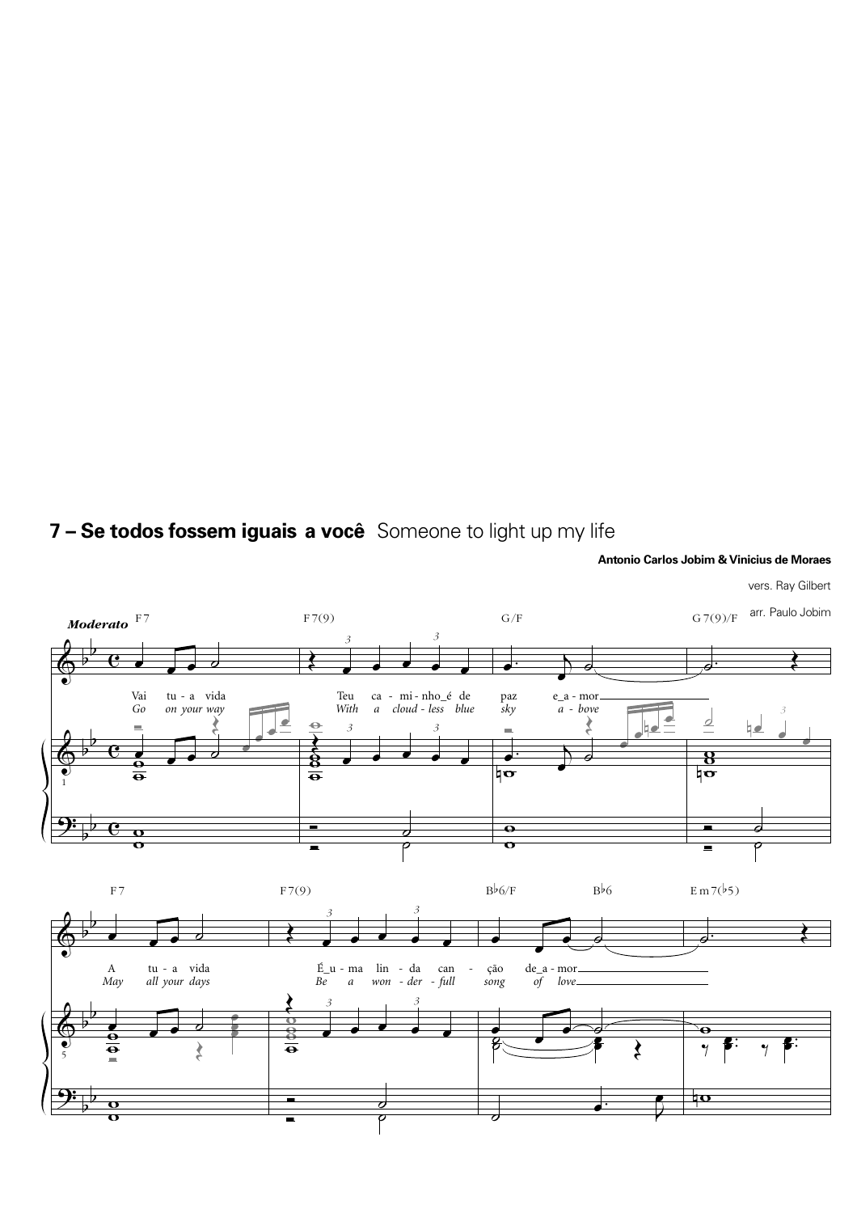## 7 – Se todos fossem iguais a você Someone to light up my life

**Antonio Carlos Jobim & Vinicius de Moraes**

vers. Ray Gilbert

arr. Paulo Jobim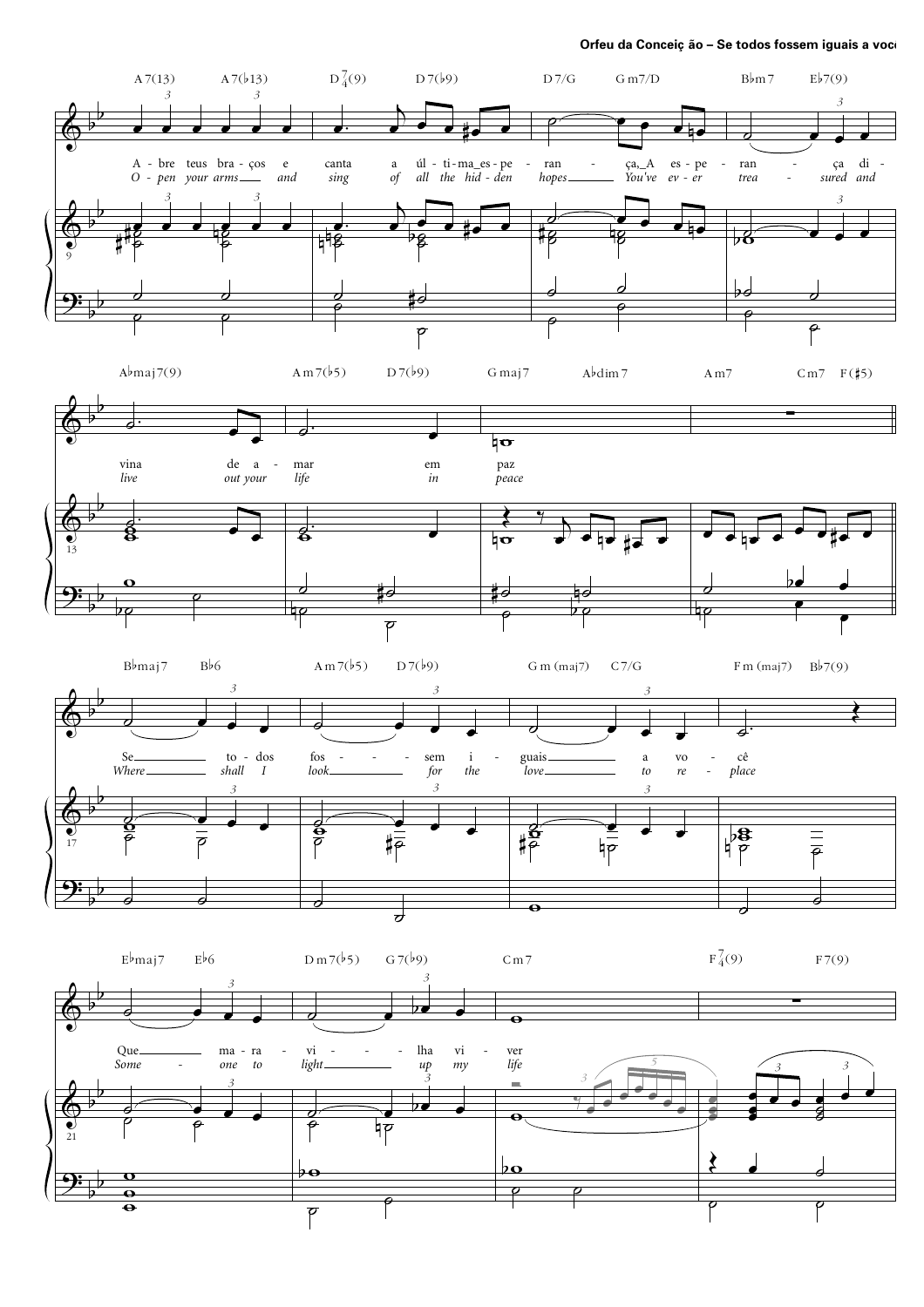A - bre teus bra - ços e canta a úl - ti - ma_es - pe - ran - ça,_A es - pe - ran - ça di - vina de a - mar em paz

*O - pen your arms and sing of all the hid - den hopes You've ev - er trea - sured and live out your life in peace*

Se to - dos fos - sem i - guais a vo - cê

*Where shall I look for the love to re - place*

Que ma - ra - vi - lha vi - ver

*Some - one to light up my life*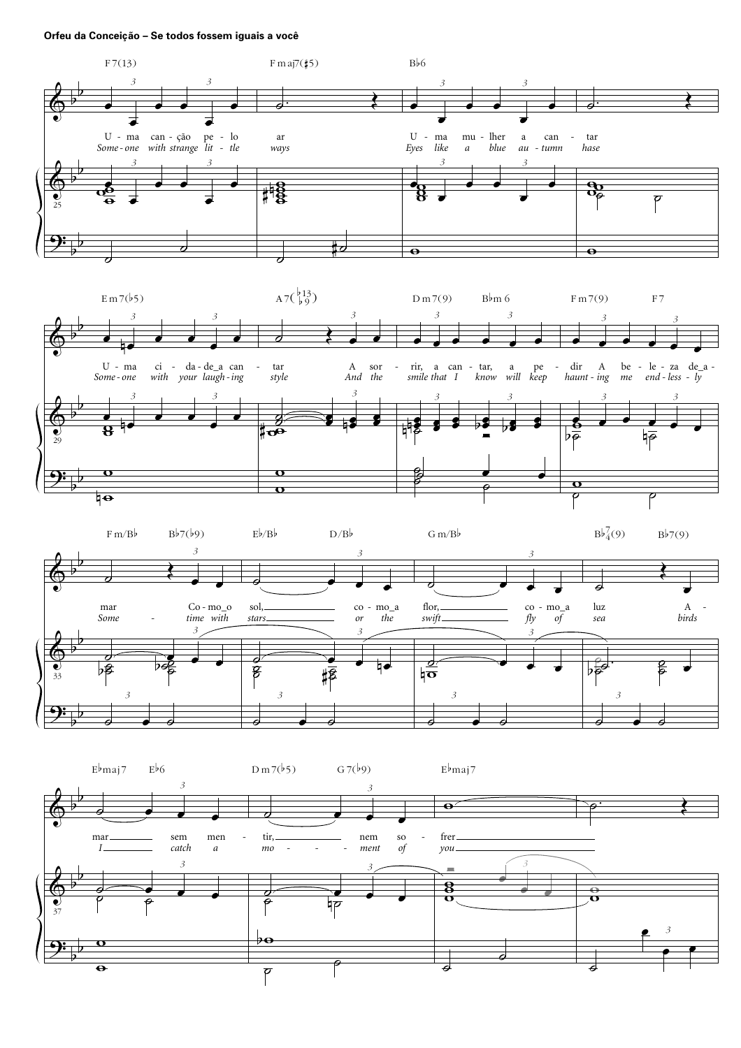**Orfeu da Conceição – Se todos fossem iguais a você**

F7(13) — Fmaj7(♯5) — B♭6

U - ma can - ção pe - lo ar — U - ma mu - lher a can - tar

*Some - one with strange lit - tle ways — Eyes like a blue au - tumn hase*

Em7(♭5) — A7(♭13/♭9) — Dm7(9) — B♭m6 — Fm7(9) — F7

U - ma ci - da - de_a can - tar — A sor - rir, a can - tar, a pe - dir A be - le - za de_a -

*Some - one with your laugh - ing style — And the smile that I know will keep haunt - ing me end - less - ly*

Fm/B♭ — B♭7(♭9) — E♭/B♭ — D/B♭ — Gm/B♭ — B♭7/4(9) — B♭7(9)

mar Co - mo_o sol, co - mo_a flor, co - mo_a luz A -

*Some - time with stars or the swift fly of sea birds*

E♭maj7 — E♭6 — Dm7(♭5) — G7(♭9) — E♭maj7

mar sem men - tir, nem so - frer

*I catch a mo - ment of you*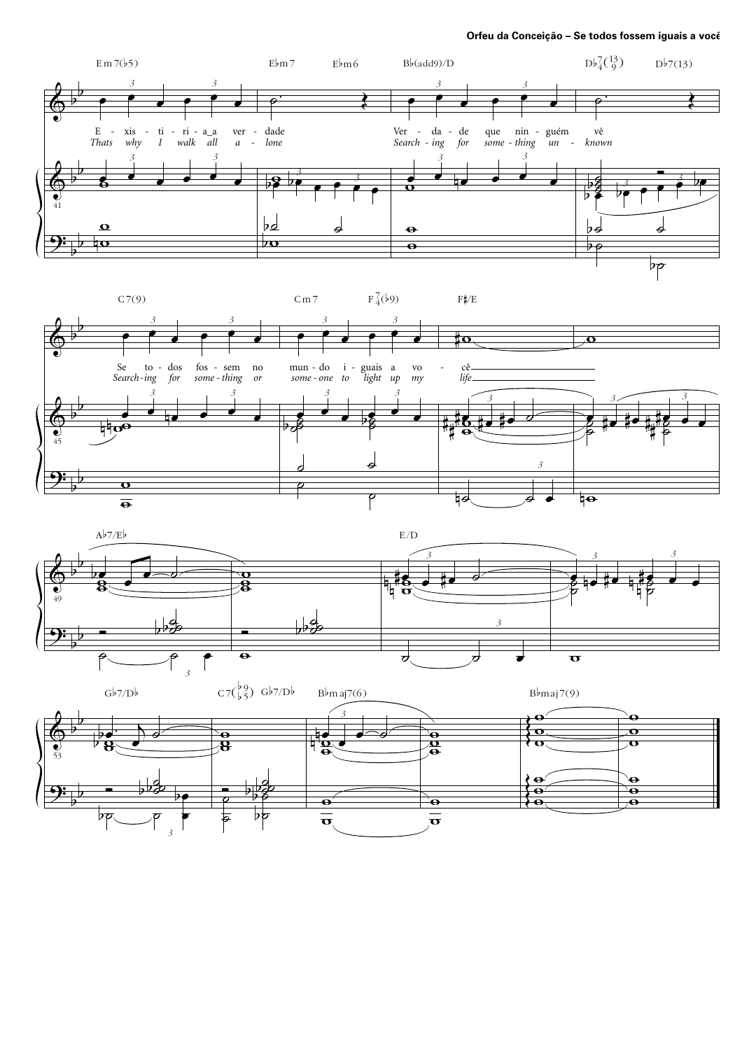Em7(♭5) E♭m7 E♭m6 B♭(add9)/D D♭7/4(13/9) D♭7(13)

E - xis - ti - ri - a_a ver - dade Ver - da - de que nin - guém vê

*Thats why I walk all a - lone Search - ing for some - thing un - known*

C7(9) Cm7 F7/4(♭9) F♯/E

Se to - dos fos - sem no mun - do i - guais a vo - cê

*Search - ing for some - thing or some - one to light up my life*

A♭7/E♭ E/D

G♭7/D♭ C7(♭9/♭5) G♭7/D♭ B♭maj7(6) B♭maj7(9)